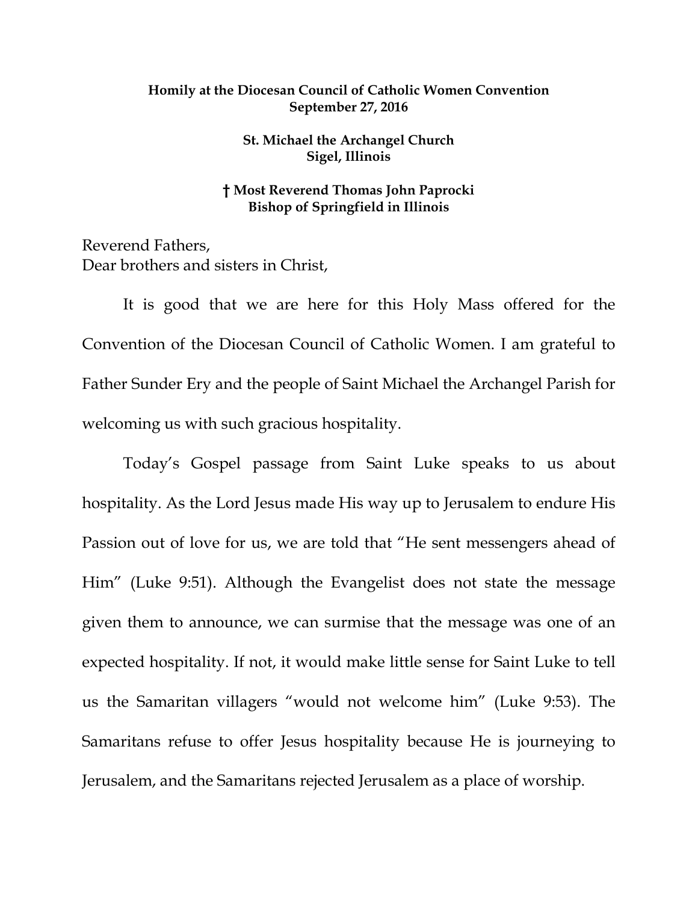**Homily at the Diocesan Council of Catholic Women Convention**
**September 27, 2016**

**St. Michael the Archangel Church**
**Sigel, Illinois**

**† Most Reverend Thomas John Paprocki**
**Bishop of Springfield in Illinois**

Reverend Fathers,
Dear brothers and sisters in Christ,

It is good that we are here for this Holy Mass offered for the Convention of the Diocesan Council of Catholic Women. I am grateful to Father Sunder Ery and the people of Saint Michael the Archangel Parish for welcoming us with such gracious hospitality.

Today's Gospel passage from Saint Luke speaks to us about hospitality. As the Lord Jesus made His way up to Jerusalem to endure His Passion out of love for us, we are told that "He sent messengers ahead of Him" (Luke 9:51). Although the Evangelist does not state the message given them to announce, we can surmise that the message was one of an expected hospitality. If not, it would make little sense for Saint Luke to tell us the Samaritan villagers "would not welcome him" (Luke 9:53). The Samaritans refuse to offer Jesus hospitality because He is journeying to Jerusalem, and the Samaritans rejected Jerusalem as a place of worship.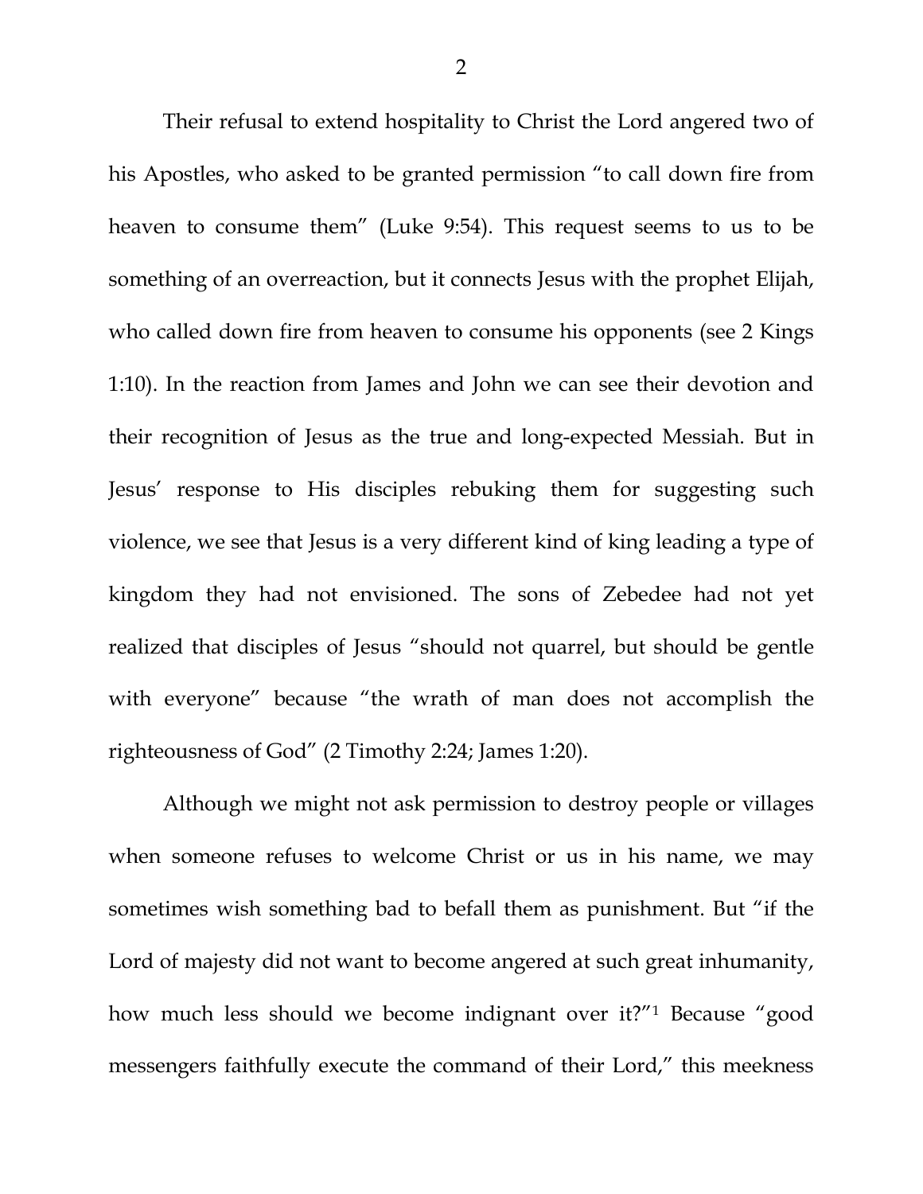Their refusal to extend hospitality to Christ the Lord angered two of his Apostles, who asked to be granted permission "to call down fire from heaven to consume them" (Luke 9:54). This request seems to us to be something of an overreaction, but it connects Jesus with the prophet Elijah, who called down fire from heaven to consume his opponents (see 2 Kings 1:10). In the reaction from James and John we can see their devotion and their recognition of Jesus as the true and long-expected Messiah. But in Jesus' response to His disciples rebuking them for suggesting such violence, we see that Jesus is a very different kind of king leading a type of kingdom they had not envisioned. The sons of Zebedee had not yet realized that disciples of Jesus "should not quarrel, but should be gentle with everyone" because "the wrath of man does not accomplish the righteousness of God" (2 Timothy 2:24; James 1:20).

Although we might not ask permission to destroy people or villages when someone refuses to welcome Christ or us in his name, we may sometimes wish something bad to befall them as punishment. But "if the Lord of majesty did not want to become angered at such great inhumanity, how much less should we become indignant over it?"[1] Because "good messengers faithfully execute the command of their Lord," this meekness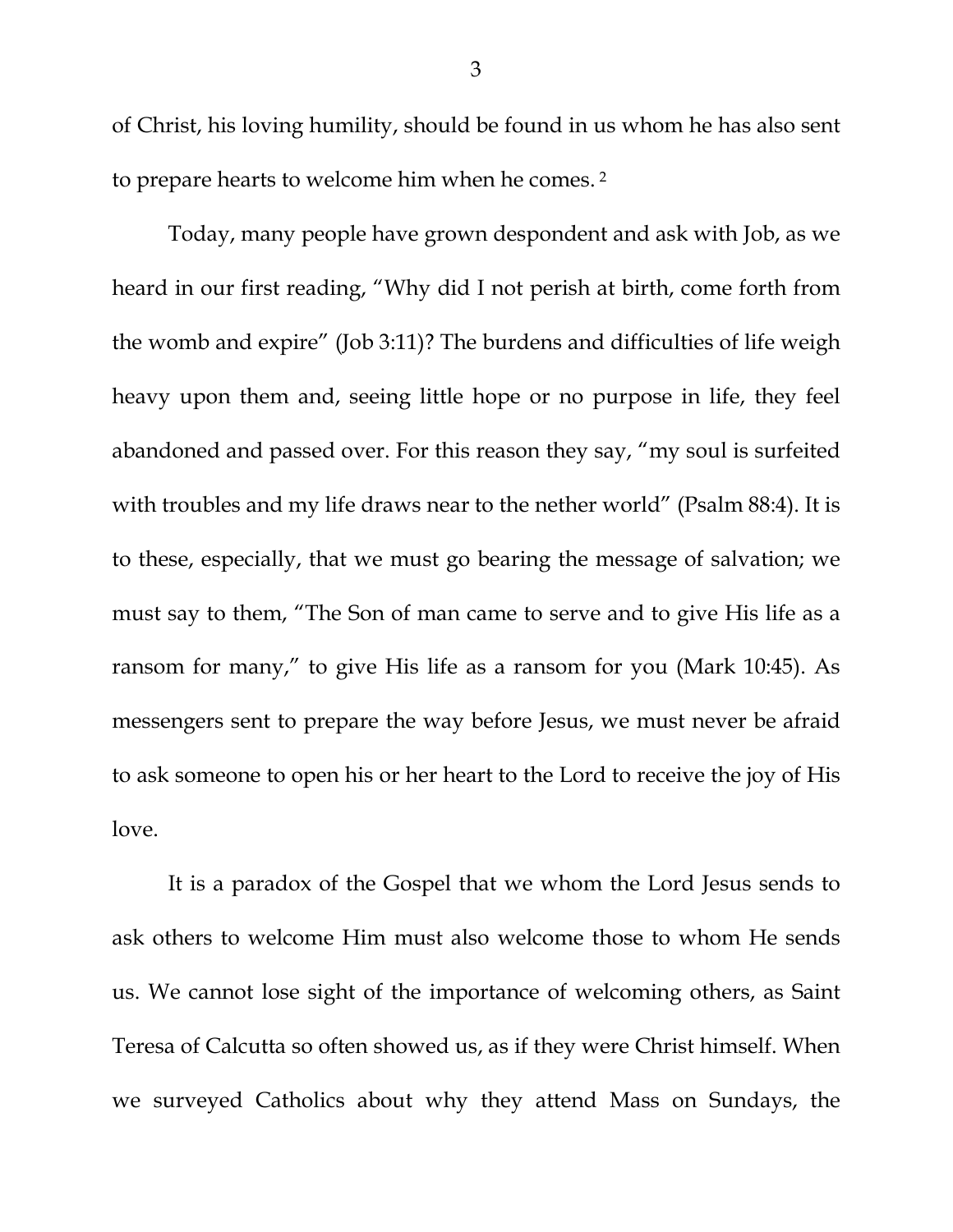of Christ, his loving humility, should be found in us whom he has also sent to prepare hearts to welcome him when he comes. [2]

Today, many people have grown despondent and ask with Job, as we heard in our first reading, "Why did I not perish at birth, come forth from the womb and expire" (Job 3:11)? The burdens and difficulties of life weigh heavy upon them and, seeing little hope or no purpose in life, they feel abandoned and passed over. For this reason they say, "my soul is surfeited with troubles and my life draws near to the nether world" (Psalm 88:4). It is to these, especially, that we must go bearing the message of salvation; we must say to them, "The Son of man came to serve and to give His life as a ransom for many," to give His life as a ransom for you (Mark 10:45). As messengers sent to prepare the way before Jesus, we must never be afraid to ask someone to open his or her heart to the Lord to receive the joy of His love.

It is a paradox of the Gospel that we whom the Lord Jesus sends to ask others to welcome Him must also welcome those to whom He sends us. We cannot lose sight of the importance of welcoming others, as Saint Teresa of Calcutta so often showed us, as if they were Christ himself. When we surveyed Catholics about why they attend Mass on Sundays, the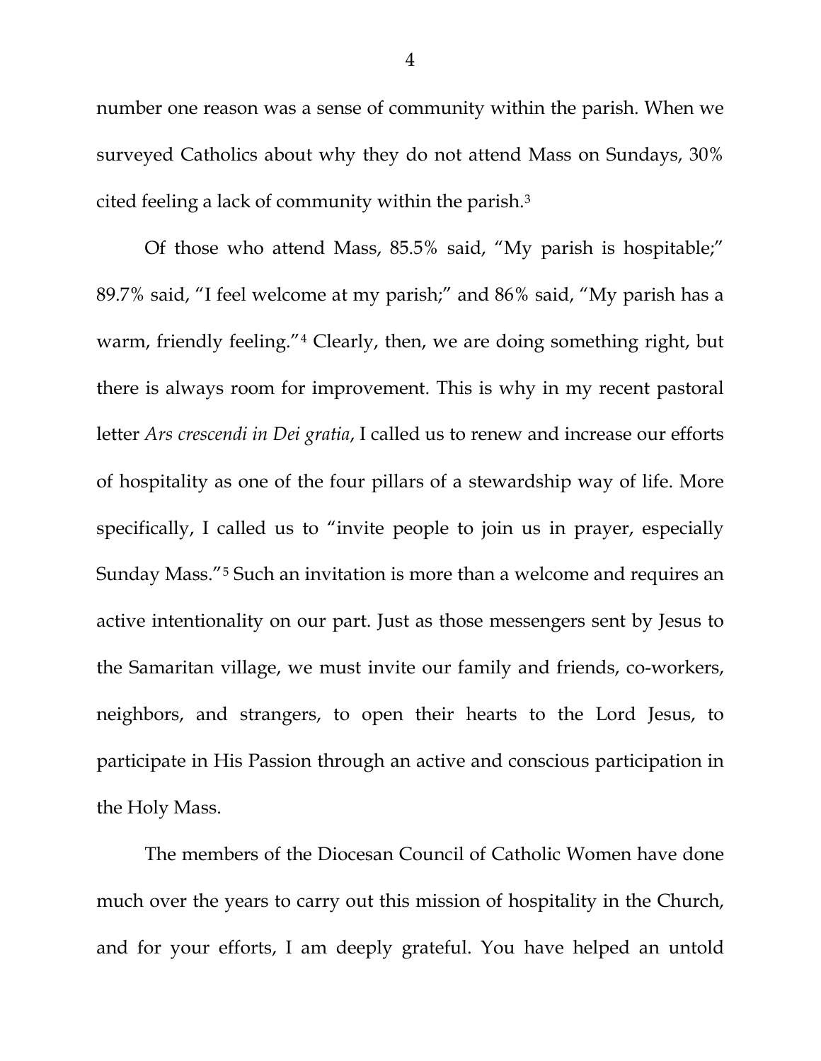number one reason was a sense of community within the parish. When we surveyed Catholics about why they do not attend Mass on Sundays, 30% cited feeling a lack of community within the parish.[3]

Of those who attend Mass, 85.5% said, "My parish is hospitable;" 89.7% said, "I feel welcome at my parish;" and 86% said, "My parish has a warm, friendly feeling."[4] Clearly, then, we are doing something right, but there is always room for improvement. This is why in my recent pastoral letter *Ars crescendi in Dei gratia*, I called us to renew and increase our efforts of hospitality as one of the four pillars of a stewardship way of life. More specifically, I called us to "invite people to join us in prayer, especially Sunday Mass."[5] Such an invitation is more than a welcome and requires an active intentionality on our part. Just as those messengers sent by Jesus to the Samaritan village, we must invite our family and friends, co-workers, neighbors, and strangers, to open their hearts to the Lord Jesus, to participate in His Passion through an active and conscious participation in the Holy Mass.

The members of the Diocesan Council of Catholic Women have done much over the years to carry out this mission of hospitality in the Church, and for your efforts, I am deeply grateful. You have helped an untold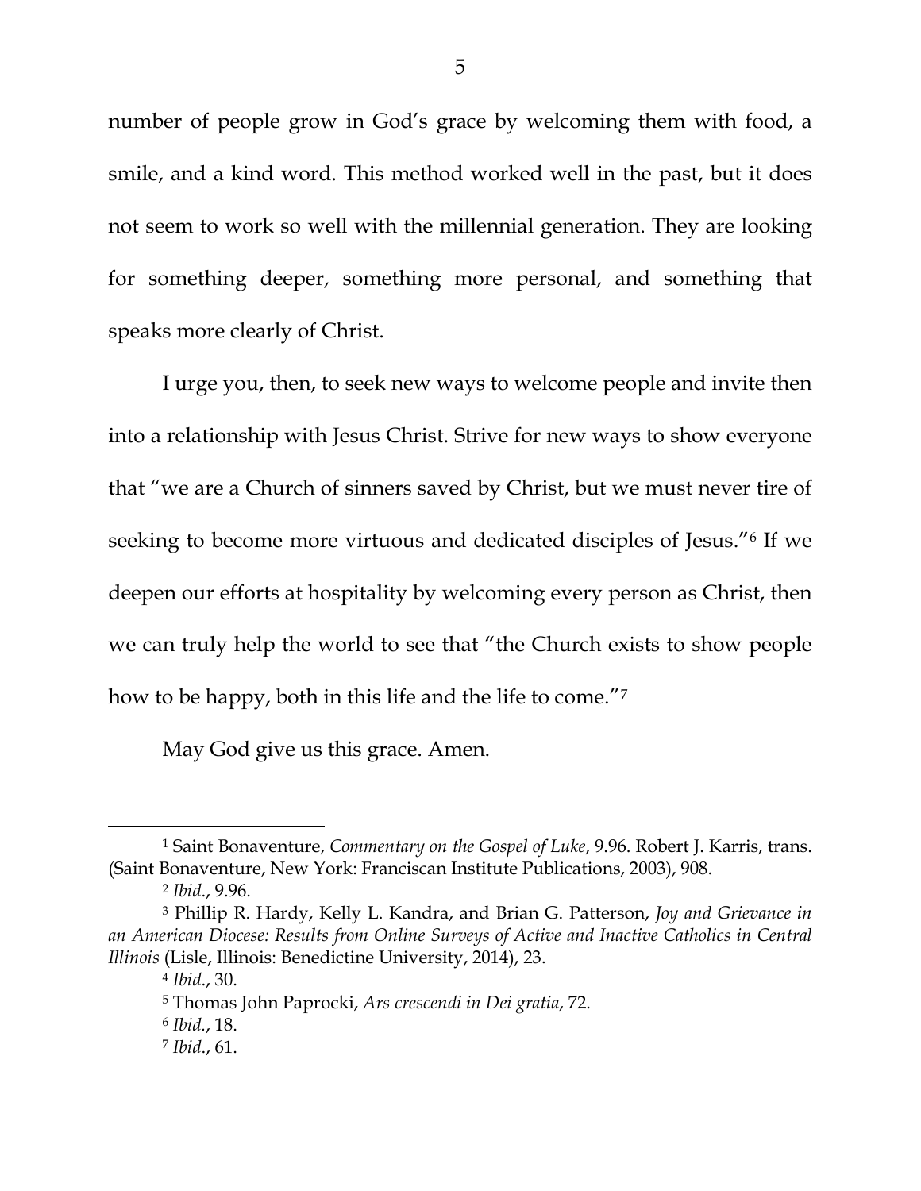number of people grow in God's grace by welcoming them with food, a smile, and a kind word. This method worked well in the past, but it does not seem to work so well with the millennial generation. They are looking for something deeper, something more personal, and something that speaks more clearly of Christ.

I urge you, then, to seek new ways to welcome people and invite then into a relationship with Jesus Christ. Strive for new ways to show everyone that "we are a Church of sinners saved by Christ, but we must never tire of seeking to become more virtuous and dedicated disciples of Jesus."[6] If we deepen our efforts at hospitality by welcoming every person as Christ, then we can truly help the world to see that "the Church exists to show people how to be happy, both in this life and the life to come."[7]

May God give us this grace. Amen.

---

[1] Saint Bonaventure, *Commentary on the Gospel of Luke*, 9.96. Robert J. Karris, trans. (Saint Bonaventure, New York: Franciscan Institute Publications, 2003), 908.

[2] *Ibid*., 9.96.

[3] Phillip R. Hardy, Kelly L. Kandra, and Brian G. Patterson, *Joy and Grievance in an American Diocese: Results from Online Surveys of Active and Inactive Catholics in Central Illinois* (Lisle, Illinois: Benedictine University, 2014), 23.

[4] *Ibid*., 30.

[5] Thomas John Paprocki, *Ars crescendi in Dei gratia*, 72.

[6] *Ibid*., 18.

[7] *Ibid*., 61.